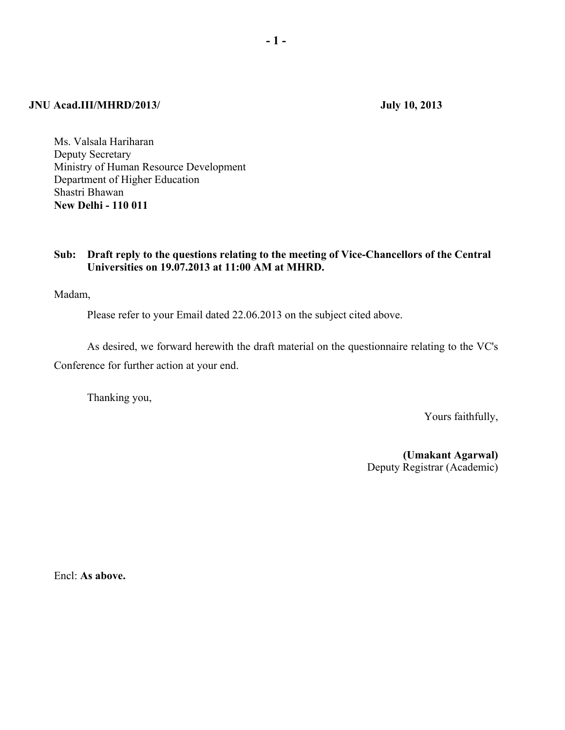**JNU Acad.III/MHRD/2013/** **July 10, 2013**

Ms. Valsala Hariharan
Deputy Secretary
Ministry of Human Resource Development
Department of Higher Education
Shastri Bhawan
**New Delhi - 110 011**

**Sub: Draft reply to the questions relating to the meeting of Vice-Chancellors of the Central Universities on 19.07.2013 at 11:00 AM at MHRD.**

Madam,

Please refer to your Email dated 22.06.2013 on the subject cited above.

As desired, we forward herewith the draft material on the questionnaire relating to the VC's Conference for further action at your end.

Thanking you,

Yours faithfully,

**(Umakant Agarwal)**
Deputy Registrar (Academic)

Encl: **As above.**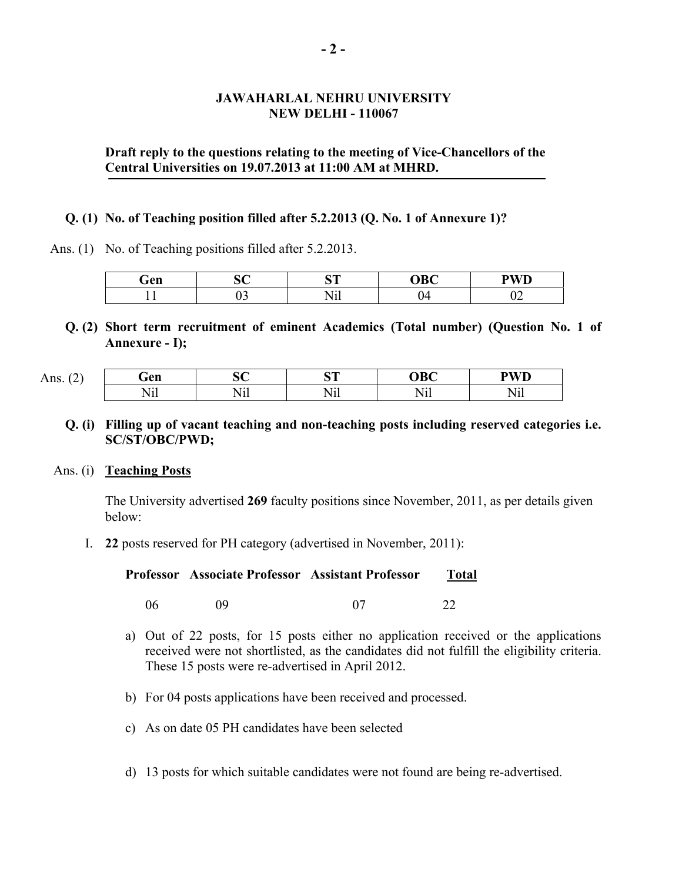**JAWAHARLAL NEHRU UNIVERSITY**
**NEW DELHI - 110067**

**Draft reply to the questions relating to the meeting of Vice-Chancellors of the Central Universities on 19.07.2013 at 11:00 AM at MHRD.**

**Q. (1) No. of Teaching position filled after 5.2.2013 (Q. No. 1 of Annexure 1)?**

Ans. (1) No. of Teaching positions filled after 5.2.2013.

| Gen | SC | ST | OBC | PWD |
|---|---|---|---|---|
| 11 | 03 | Nil | 04 | 02 |

**Q. (2) Short term recruitment of eminent Academics (Total number) (Question No. 1 of Annexure - I);**

Ans. (2)

| Gen | SC | ST | OBC | PWD |
|---|---|---|---|---|
| Nil | Nil | Nil | Nil | Nil |

**Q. (i) Filling up of vacant teaching and non-teaching posts including reserved categories i.e. SC/ST/OBC/PWD;**

Ans. (i) **Teaching Posts**

The University advertised **269** faculty positions since November, 2011, as per details given below:

I. **22** posts reserved for PH category (advertised in November, 2011):

| **Professor** | **Associate Professor** | **Assistant Professor** | **Total** |
|---|---|---|---|
| 06 | 09 | 07 | 22 |

a) Out of 22 posts, for 15 posts either no application received or the applications received were not shortlisted, as the candidates did not fulfill the eligibility criteria. These 15 posts were re-advertised in April 2012.

b) For 04 posts applications have been received and processed.

c) As on date 05 PH candidates have been selected

d) 13 posts for which suitable candidates were not found are being re-advertised.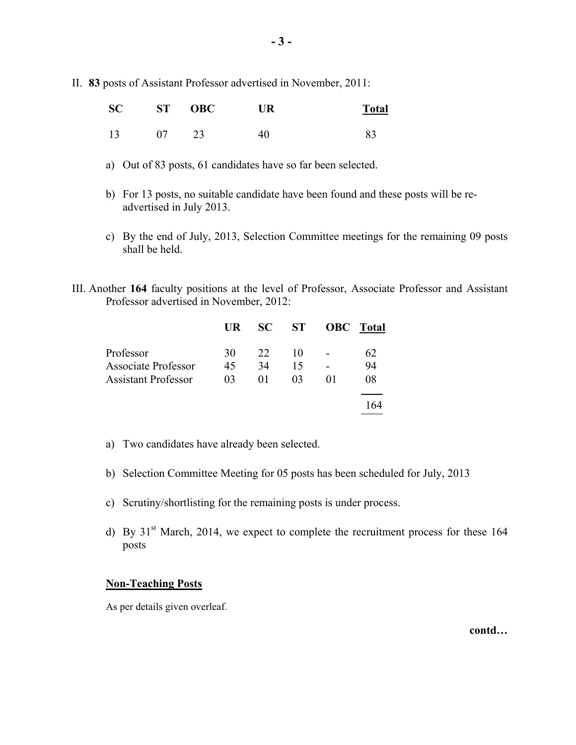II. **83** posts of Assistant Professor advertised in November, 2011:

| SC | ST | OBC | UR | Total |
|---|---|---|---|---|
| 13 | 07 | 23 | 40 | 83 |

a) Out of 83 posts, 61 candidates have so far been selected.

b) For 13 posts, no suitable candidate have been found and these posts will be re-advertised in July 2013.

c) By the end of July, 2013, Selection Committee meetings for the remaining 09 posts shall be held.

III. Another **164** faculty positions at the level of Professor, Associate Professor and Assistant Professor advertised in November, 2012:

| | UR | SC | ST | OBC | Total |
|---|---|---|---|---|---|
| Professor | 30 | 22 | 10 | - | 62 |
| Associate Professor | 45 | 34 | 15 | - | 94 |
| Assistant Professor | 03 | 01 | 03 | 01 | 08 |
| | | | | | 164 |

a) Two candidates have already been selected.

b) Selection Committee Meeting for 05 posts has been scheduled for July, 2013

c) Scrutiny/shortlisting for the remaining posts is under process.

d) By 31st March, 2014, we expect to complete the recruitment process for these 164 posts

**Non-Teaching Posts**

As per details given overleaf.

**contd…**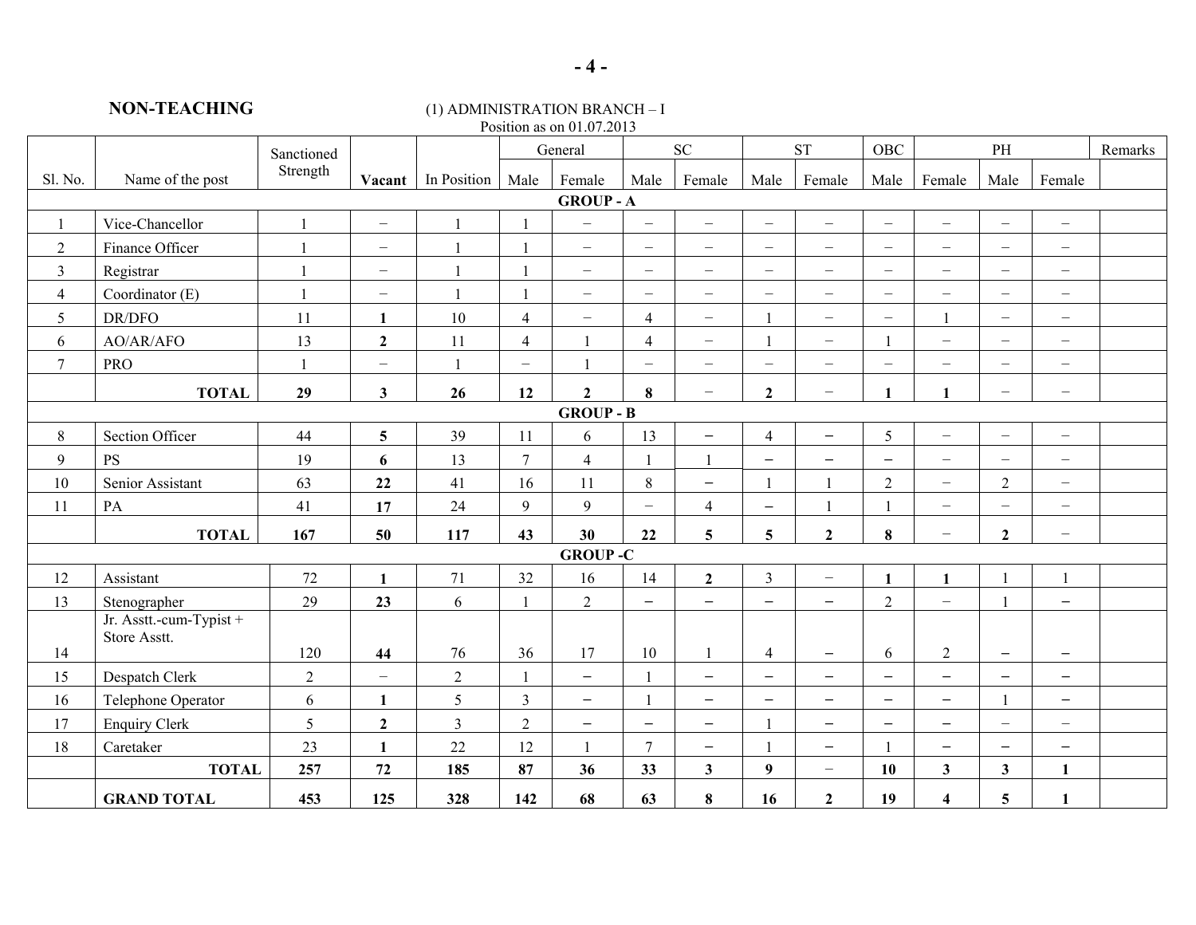**NON-TEACHING**

(1) ADMINISTRATION BRANCH – I
Position as on 01.07.2013

| Sl. No. | Name of the post | Sanctioned Strength | Vacant | In Position | General | | SC | | ST | | OBC | | PH | | Remarks |
|---|---|---|---|---|---|---|---|---|---|---|---|---|---|---|---|
| | | | | | Male | Female | Male | Female | Male | Female | Male | Female | Male | Female | |
| **GROUP - A** | | | | | | | | | | | | | | | |
| 1 | Vice-Chancellor | 1 | – | 1 | 1 | – | – | – | – | – | – | – | – | – | |
| 2 | Finance Officer | 1 | – | 1 | 1 | – | – | – | – | – | – | – | – | – | |
| 3 | Registrar | 1 | – | 1 | 1 | – | – | – | – | – | – | – | – | – | |
| 4 | Coordinator (E) | 1 | – | 1 | 1 | – | – | – | – | – | – | – | – | – | |
| 5 | DR/DFO | 11 | **1** | 10 | 4 | – | 4 | – | 1 | – | – | 1 | – | – | |
| 6 | AO/AR/AFO | 13 | **2** | 11 | 4 | 1 | 4 | – | 1 | – | 1 | – | – | – | |
| 7 | PRO | 1 | – | 1 | – | 1 | – | – | – | – | – | – | – | – | |
| | **TOTAL** | **29** | **3** | **26** | **12** | **2** | **8** | – | **2** | – | **1** | **1** | – | – | |
| **GROUP - B** | | | | | | | | | | | | | | | |
| 8 | Section Officer | 44 | **5** | 39 | 11 | 6 | 13 | – | 4 | – | 5 | – | – | – | |
| 9 | PS | 19 | **6** | 13 | 7 | 4 | 1 | 1 | – | – | – | – | – | – | |
| 10 | Senior Assistant | 63 | **22** | 41 | 16 | 11 | 8 | – | 1 | 1 | 2 | – | 2 | – | |
| 11 | PA | 41 | **17** | 24 | 9 | 9 | – | 4 | – | 1 | 1 | – | – | – | |
| | **TOTAL** | **167** | **50** | **117** | **43** | **30** | **22** | **5** | **5** | **2** | **8** | – | **2** | – | |
| **GROUP -C** | | | | | | | | | | | | | | | |
| 12 | Assistant | 72 | **1** | 71 | 32 | 16 | 14 | **2** | 3 | – | **1** | **1** | 1 | 1 | |
| 13 | Stenographer | 29 | **23** | 6 | 1 | 2 | – | – | – | – | 2 | – | 1 | – | |
| 14 | Jr. Asstt.-cum-Typist + Store Asstt. | 120 | **44** | 76 | 36 | 17 | 10 | 1 | 4 | – | 6 | 2 | – | – | |
| 15 | Despatch Clerk | 2 | – | 2 | 1 | – | 1 | – | – | – | – | – | – | – | |
| 16 | Telephone Operator | 6 | **1** | 5 | 3 | – | 1 | – | – | – | – | – | 1 | – | |
| 17 | Enquiry Clerk | 5 | **2** | 3 | 2 | – | – | – | 1 | – | – | – | – | – | |
| 18 | Caretaker | 23 | **1** | 22 | 12 | 1 | 7 | – | 1 | – | 1 | – | – | – | |
| | **TOTAL** | **257** | **72** | **185** | **87** | **36** | **33** | **3** | **9** | – | **10** | **3** | **3** | **1** | |
| | **GRAND TOTAL** | **453** | **125** | **328** | **142** | **68** | **63** | **8** | **16** | **2** | **19** | **4** | **5** | **1** | |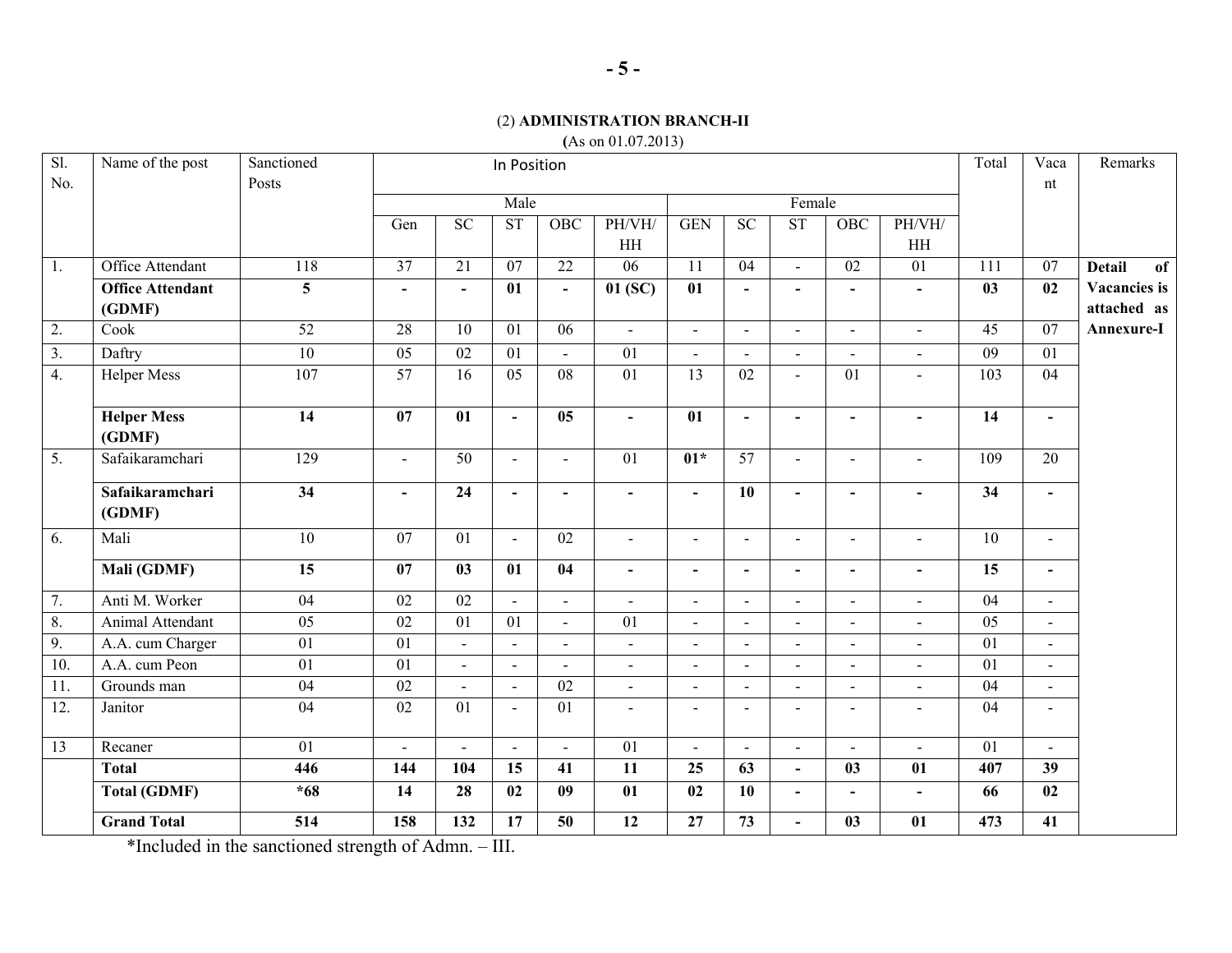## (2) **ADMINISTRATION BRANCH-II**

**(**As on 01.07.2013)

| Sl. No. | Name of the post | Sanctioned Posts | In Position | | | | | | | | | | Total | Vacant | Remarks |
|---|---|---|---|---|---|---|---|---|---|---|---|---|---|---|---|
| | | | Male | | | | | Female | | | | | | | |
| | | | Gen | SC | ST | OBC | PH/VH/HH | GEN | SC | ST | OBC | PH/VH/HH | | | |
| 1. | Office Attendant | 118 | 37 | 21 | 07 | 22 | 06 | 11 | 04 | - | 02 | 01 | 111 | 07 | **Detail of Vacancies is attached as Annexure-I** |
| | **Office Attendant (GDMF)** | **5** | **-** | **-** | **01** | **-** | **01 (SC)** | **01** | **-** | **-** | **-** | **-** | **03** | **02** | |
| 2. | Cook | 52 | 28 | 10 | 01 | 06 | - | - | - | - | - | - | 45 | 07 | |
| 3. | Daftry | 10 | 05 | 02 | 01 | - | 01 | - | - | - | - | - | 09 | 01 | |
| 4. | Helper Mess | 107 | 57 | 16 | 05 | 08 | 01 | 13 | 02 | - | 01 | - | 103 | 04 | |
| | **Helper Mess (GDMF)** | **14** | **07** | **01** | **-** | **05** | **-** | **01** | **-** | **-** | **-** | **-** | **14** | **-** | |
| 5. | Safaikaramchari | 129 | - | 50 | - | - | 01 | **01*** | 57 | - | - | - | 109 | 20 | |
| | **Safaikaramchari (GDMF)** | **34** | **-** | **24** | **-** | **-** | **-** | **-** | **10** | **-** | **-** | **-** | **34** | **-** | |
| 6. | Mali | 10 | 07 | 01 | - | 02 | - | - | - | - | - | - | 10 | - | |
| | **Mali (GDMF)** | **15** | **07** | **03** | **01** | **04** | **-** | **-** | **-** | **-** | **-** | **-** | **15** | **-** | |
| 7. | Anti M. Worker | 04 | 02 | 02 | - | - | - | - | - | - | - | - | 04 | - | |
| 8. | Animal Attendant | 05 | 02 | 01 | 01 | - | 01 | - | - | - | - | - | 05 | - | |
| 9. | A.A. cum Charger | 01 | 01 | - | - | - | - | - | - | - | - | - | 01 | - | |
| 10. | A.A. cum Peon | 01 | 01 | - | - | - | - | - | - | - | - | - | 01 | - | |
| 11. | Grounds man | 04 | 02 | - | - | 02 | - | - | - | - | - | - | 04 | - | |
| 12. | Janitor | 04 | 02 | 01 | - | 01 | - | - | - | - | - | - | 04 | - | |
| 13 | Recaner | 01 | - | - | - | - | 01 | - | - | - | - | - | 01 | - | |
| | **Total** | **446** | **144** | **104** | **15** | **41** | **11** | **25** | **63** | **-** | **03** | **01** | **407** | **39** | |
| | **Total (GDMF)** | ***68** | **14** | **28** | **02** | **09** | **01** | **02** | **10** | **-** | **-** | **-** | **66** | **02** | |
| | **Grand Total** | **514** | **158** | **132** | **17** | **50** | **12** | **27** | **73** | **-** | **03** | **01** | **473** | **41** | |

*Included in the sanctioned strength of Admn. – III.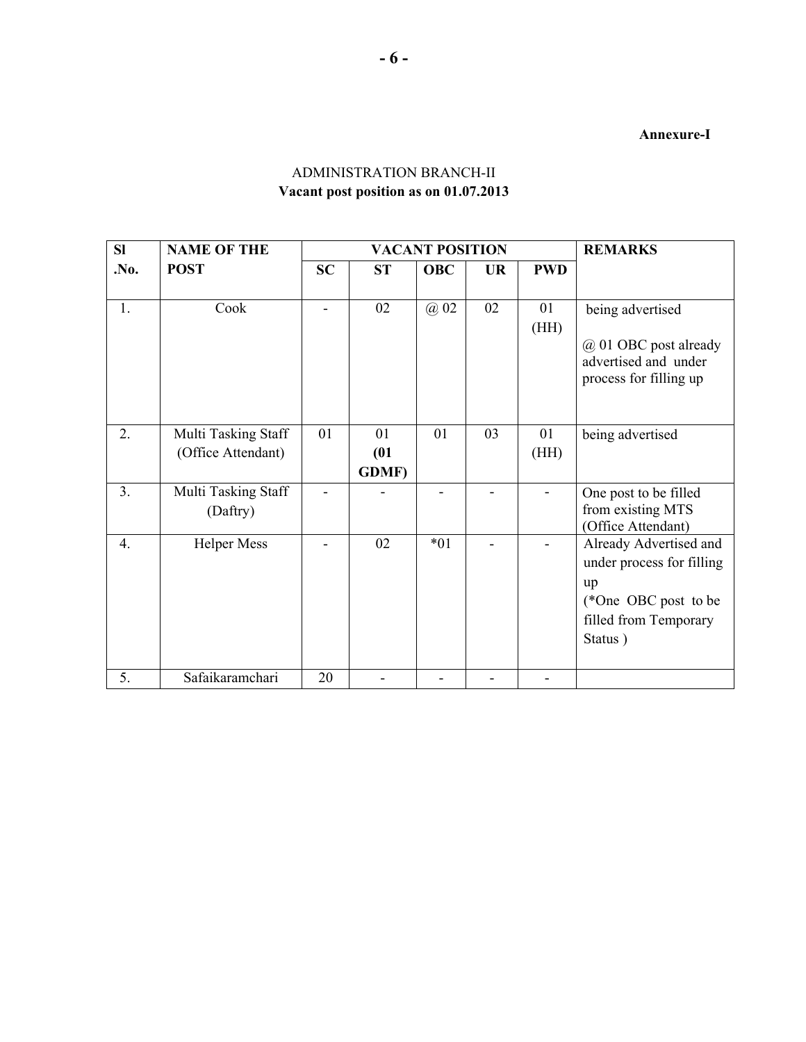**Annexure-I**

ADMINISTRATION BRANCH-II

**Vacant post position as on 01.07.2013**

| Sl .No. | NAME OF THE POST | VACANT POSITION | | | | | REMARKS |
|---|---|---|---|---|---|---|---|
| | | SC | ST | OBC | UR | PWD | |
| 1. | Cook | - | 02 | @ 02 | 02 | 01 (HH) | being advertised<br>@ 01 OBC post already advertised and under process for filling up |
| 2. | Multi Tasking Staff (Office Attendant) | 01 | 01 **(01 GDMF)** | 01 | 03 | 01 (HH) | being advertised |
| 3. | Multi Tasking Staff (Daftry) | - | - | - | - | - | One post to be filled from existing MTS (Office Attendant) |
| 4. | Helper Mess | - | 02 | *01 | - | - | Already Advertised and under process for filling up<br>(*One OBC post to be filled from Temporary Status ) |
| 5. | Safaikaramchari | 20 | - | - | - | - | |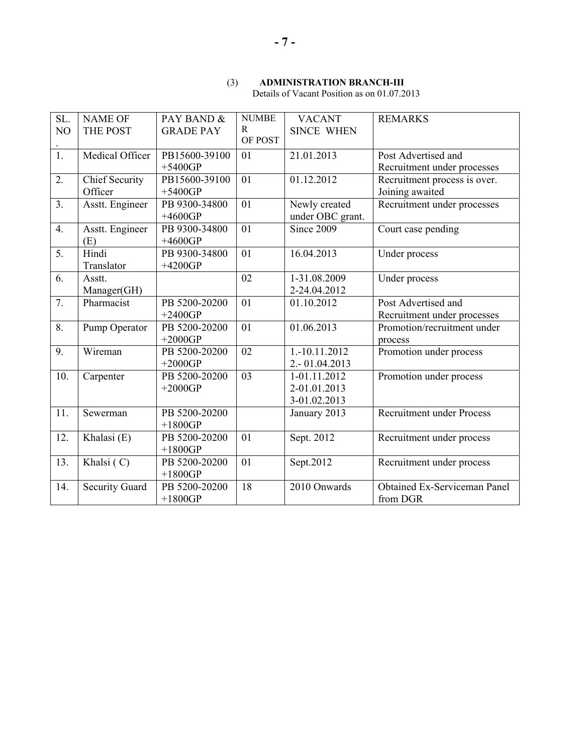### (3) ADMINISTRATION BRANCH-III

Details of Vacant Position as on 01.07.2013

| SL. NO. | NAME OF THE POST | PAY BAND & GRADE PAY | NUMBER OF POST | VACANT SINCE WHEN | REMARKS |
|---|---|---|---|---|---|
| 1. | Medical Officer | PB15600-39100 +5400GP | 01 | 21.01.2013 | Post Advertised and Recruitment under processes |
| 2. | Chief Security Officer | PB15600-39100 +5400GP | 01 | 01.12.2012 | Recruitment process is over. Joining awaited |
| 3. | Asstt. Engineer | PB 9300-34800 +4600GP | 01 | Newly created under OBC grant. | Recruitment under processes |
| 4. | Asstt. Engineer (E) | PB 9300-34800 +4600GP | 01 | Since 2009 | Court case pending |
| 5. | Hindi Translator | PB 9300-34800 +4200GP | 01 | 16.04.2013 | Under process |
| 6. | Asstt. Manager(GH) | | 02 | 1-31.08.2009<br>2-24.04.2012 | Under process |
| 7. | Pharmacist | PB 5200-20200 +2400GP | 01 | 01.10.2012 | Post Advertised and Recruitment under processes |
| 8. | Pump Operator | PB 5200-20200 +2000GP | 01 | 01.06.2013 | Promotion/recruitment under process |
| 9. | Wireman | PB 5200-20200 +2000GP | 02 | 1.-10.11.2012<br>2.- 01.04.2013 | Promotion under process |
| 10. | Carpenter | PB 5200-20200 +2000GP | 03 | 1-01.11.2012<br>2-01.01.2013<br>3-01.02.2013 | Promotion under process |
| 11. | Sewerman | PB 5200-20200 +1800GP | | January 2013 | Recruitment under Process |
| 12. | Khalasi (E) | PB 5200-20200 +1800GP | 01 | Sept. 2012 | Recruitment under process |
| 13. | Khalsi ( C) | PB 5200-20200 +1800GP | 01 | Sept.2012 | Recruitment under process |
| 14. | Security Guard | PB 5200-20200 +1800GP | 18 | 2010 Onwards | Obtained Ex-Serviceman Panel from DGR |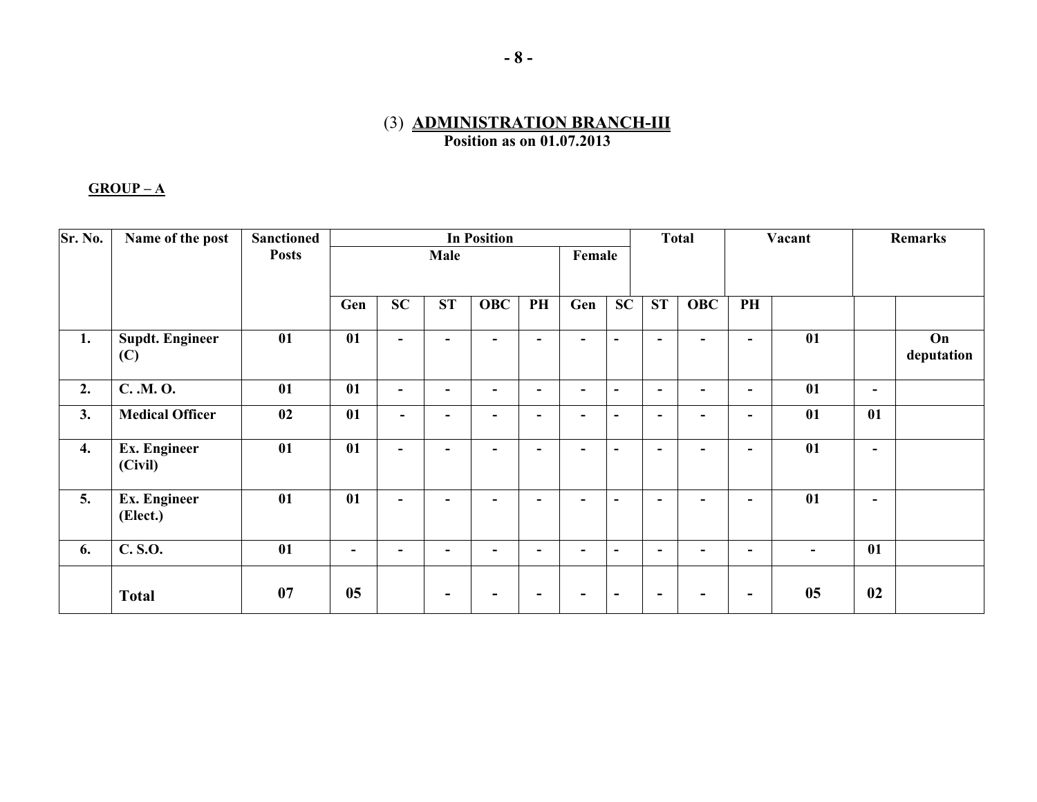## (3) ADMINISTRATION BRANCH-III

**Position as on 01.07.2013**

**GROUP – A**

| Sr. No. | Name of the post | Sanctioned Posts | In Position | | | | | | | Total | | Vacant | | Remarks | |
|---|---|---|---|---|---|---|---|---|---|---|---|---|---|---|---|
| | | | Male | | | | | Female | | | | | | | |
| | | | Gen | SC | ST | OBC | PH | Gen | SC | ST | OBC | PH | | | |
| 1. | Supdt. Engineer (C) | 01 | 01 | - | - | - | - | - | - | - | - | - | 01 | | On deputation |
| 2. | C. .M. O. | 01 | 01 | - | - | - | - | - | - | - | - | - | 01 | - | |
| 3. | Medical Officer | 02 | 01 | - | - | - | - | - | - | - | - | - | 01 | 01 | |
| 4. | Ex. Engineer (Civil) | 01 | 01 | - | - | - | - | - | - | - | - | - | 01 | - | |
| 5. | Ex. Engineer (Elect.) | 01 | 01 | - | - | - | - | - | - | - | - | - | 01 | - | |
| 6. | C. S.O. | 01 | - | - | - | - | - | - | - | - | - | - | - | 01 | |
| | Total | 07 | 05 | | - | - | - | - | - | - | - | - | 05 | 02 | |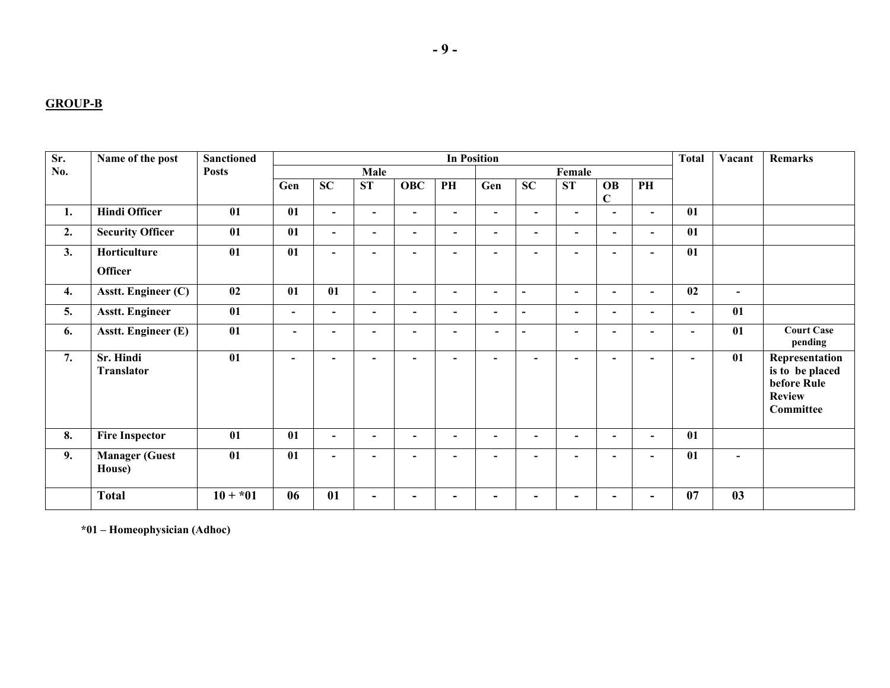**GROUP-B**

| Sr. No. | Name of the post | Sanctioned Posts | In Position | | | | | | | | | | Total | Vacant | Remarks |
|---|---|---|---|---|---|---|---|---|---|---|---|---|---|---|---|
| | | | Male | | | | | Female | | | | | | | |
| | | | Gen | SC | ST | OBC | PH | Gen | SC | ST | OBC | PH | | | |
| 1. | Hindi Officer | 01 | 01 | - | - | - | - | - | - | - | - | - | 01 | | |
| 2. | Security Officer | 01 | 01 | - | - | - | - | - | - | - | - | - | 01 | | |
| 3. | Horticulture Officer | 01 | 01 | - | - | - | - | - | - | - | - | - | 01 | | |
| 4. | Asstt. Engineer (C) | 02 | 01 | 01 | - | - | - | - | - | - | - | - | 02 | - | |
| 5. | Asstt. Engineer | 01 | - | - | - | - | - | - | - | - | - | - | - | 01 | |
| 6. | Asstt. Engineer (E) | 01 | - | - | - | - | - | - | - | - | - | - | - | 01 | Court Case pending |
| 7. | Sr. Hindi Translator | 01 | - | - | - | - | - | - | - | - | - | - | - | 01 | Representation is to be placed before Rule Review Committee |
| 8. | Fire Inspector | 01 | 01 | - | - | - | - | - | - | - | - | - | 01 | | |
| 9. | Manager (Guest House) | 01 | 01 | - | - | - | - | - | - | - | - | - | 01 | - | |
| | **Total** | **10 + *01** | **06** | **01** | - | - | - | - | - | - | - | - | **07** | **03** | |

**\*01 – Homeophysician (Adhoc)**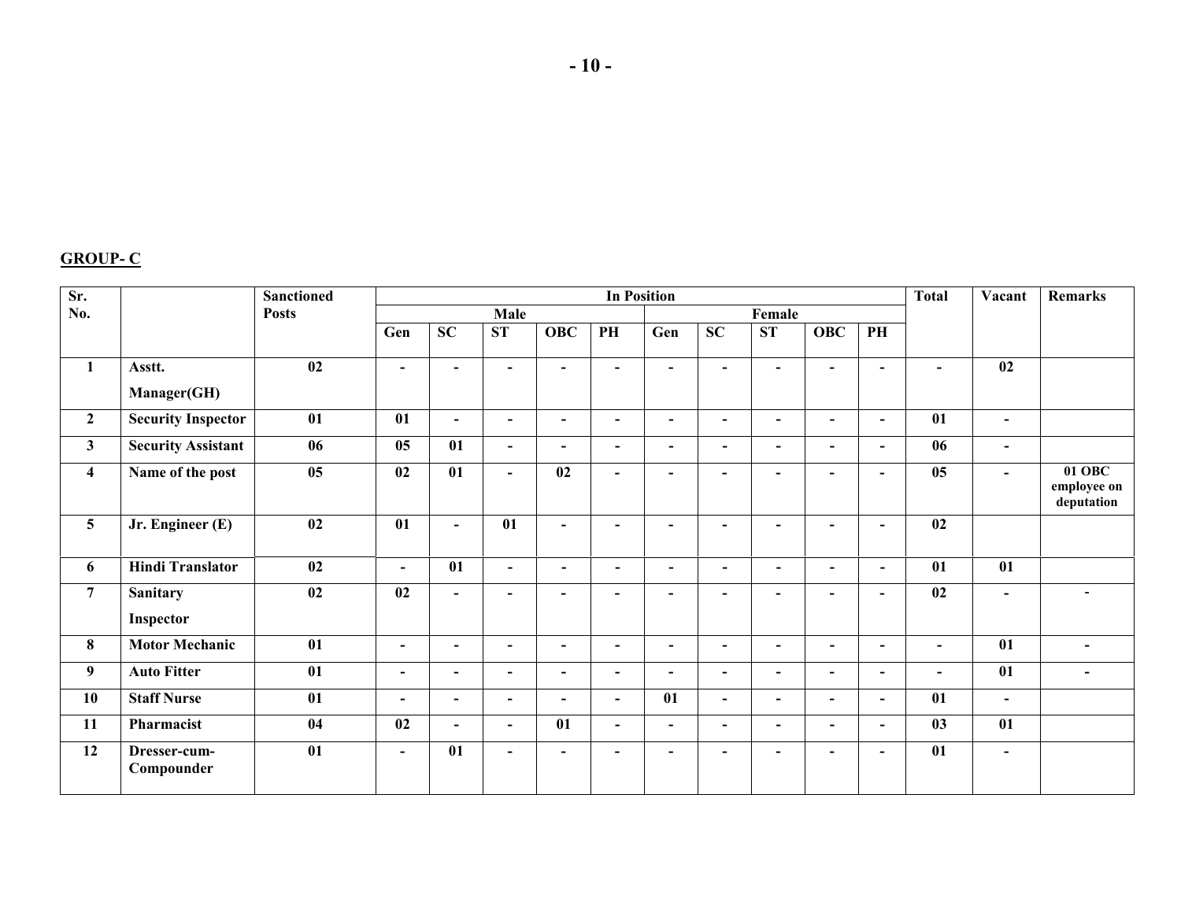## GROUP- C

| Sr. No. | | Sanctioned Posts | In Position | | | | | | | | | | Total | Vacant | Remarks |
|---|---|---|---|---|---|---|---|---|---|---|---|---|---|---|---|
| | | | Male | | | | | Female | | | | | | | |
| | | | Gen | SC | ST | OBC | PH | Gen | SC | ST | OBC | PH | | | |
| 1 | Asstt. Manager(GH) | 02 | - | - | - | - | - | - | - | - | - | - | - | 02 | |
| 2 | Security Inspector | 01 | 01 | - | - | - | - | - | - | - | - | - | 01 | - | |
| 3 | Security Assistant | 06 | 05 | 01 | - | - | - | - | - | - | - | - | 06 | - | |
| 4 | Name of the post | 05 | 02 | 01 | - | 02 | - | - | - | - | - | - | 05 | - | 01 OBC employee on deputation |
| 5 | Jr. Engineer (E) | 02 | 01 | - | 01 | - | - | - | - | - | - | - | 02 | | |
| 6 | Hindi Translator | 02 | - | 01 | - | - | - | - | - | - | - | - | 01 | 01 | |
| 7 | Sanitary Inspector | 02 | 02 | - | - | - | - | - | - | - | - | - | 02 | - | - |
| 8 | Motor Mechanic | 01 | - | - | - | - | - | - | - | - | - | - | - | 01 | - |
| 9 | Auto Fitter | 01 | - | - | - | - | - | - | - | - | - | - | - | 01 | - |
| 10 | Staff Nurse | 01 | - | - | - | - | - | 01 | - | - | - | - | 01 | - | |
| 11 | Pharmacist | 04 | 02 | - | - | 01 | - | - | - | - | - | - | 03 | 01 | |
| 12 | Dresser-cum-Compounder | 01 | - | 01 | - | - | - | - | - | - | - | - | 01 | - | |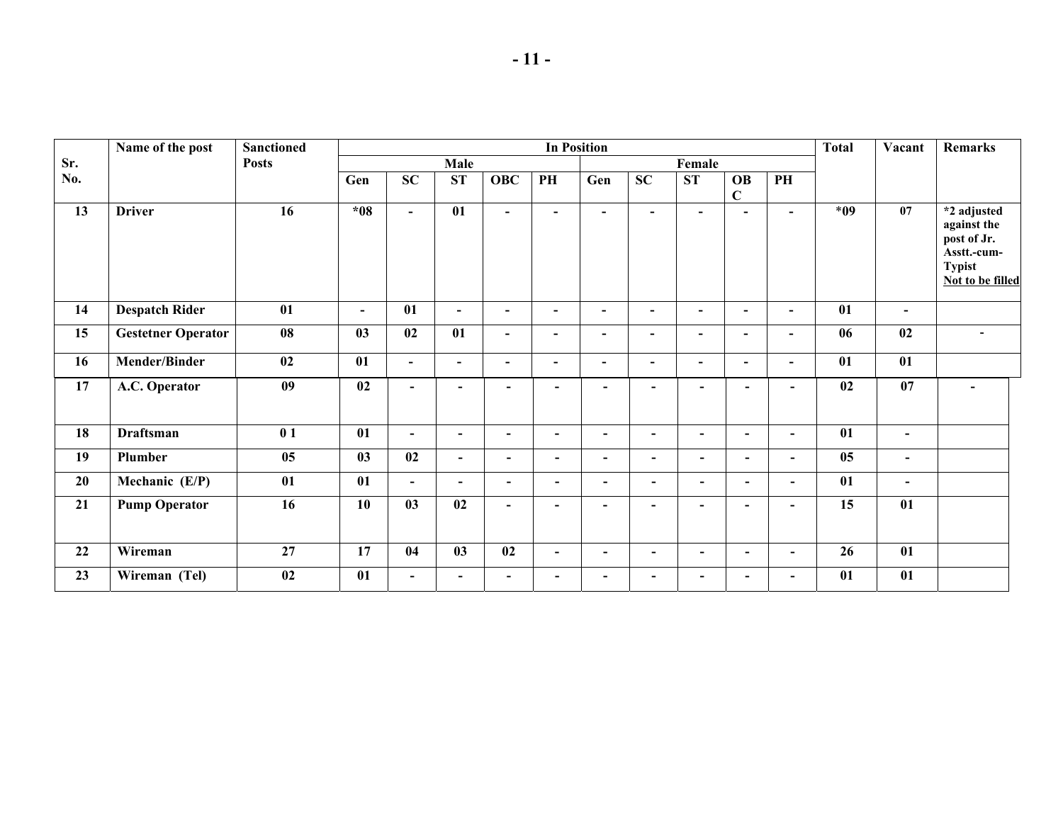| Sr. No. | Name of the post | Sanctioned Posts | In Position | | | | | | | | | | Total | Vacant | Remarks |
|---|---|---|---|---|---|---|---|---|---|---|---|---|---|---|---|
| | | | Male | | | | | Female | | | | | | | |
| | | | Gen | SC | ST | OBC | PH | Gen | SC | ST | OBC | PH | | | |
| 13 | Driver | 16 | *08 | - | 01 | - | - | - | - | - | - | - | *09 | 07 | *2 adjusted against the post of Jr. Asstt.-cum-Typist Not to be filled |
| 14 | Despatch Rider | 01 | - | 01 | - | - | - | - | - | - | - | - | 01 | - | |
| 15 | Gestetner Operator | 08 | 03 | 02 | 01 | - | - | - | - | - | - | - | 06 | 02 | - |
| 16 | Mender/Binder | 02 | 01 | - | - | - | - | - | - | - | - | - | 01 | 01 | |
| 17 | A.C. Operator | 09 | 02 | - | - | - | - | - | - | - | - | - | 02 | 07 | - |
| 18 | Draftsman | 0 1 | 01 | - | - | - | - | - | - | - | - | - | 01 | - | |
| 19 | Plumber | 05 | 03 | 02 | - | - | - | - | - | - | - | - | 05 | - | |
| 20 | Mechanic (E/P) | 01 | 01 | - | - | - | - | - | - | - | - | - | 01 | - | |
| 21 | Pump Operator | 16 | 10 | 03 | 02 | - | - | - | - | - | - | - | 15 | 01 | |
| 22 | Wireman | 27 | 17 | 04 | 03 | 02 | - | - | - | - | - | - | 26 | 01 | |
| 23 | Wireman (Tel) | 02 | 01 | - | - | - | - | - | - | - | - | - | 01 | 01 | |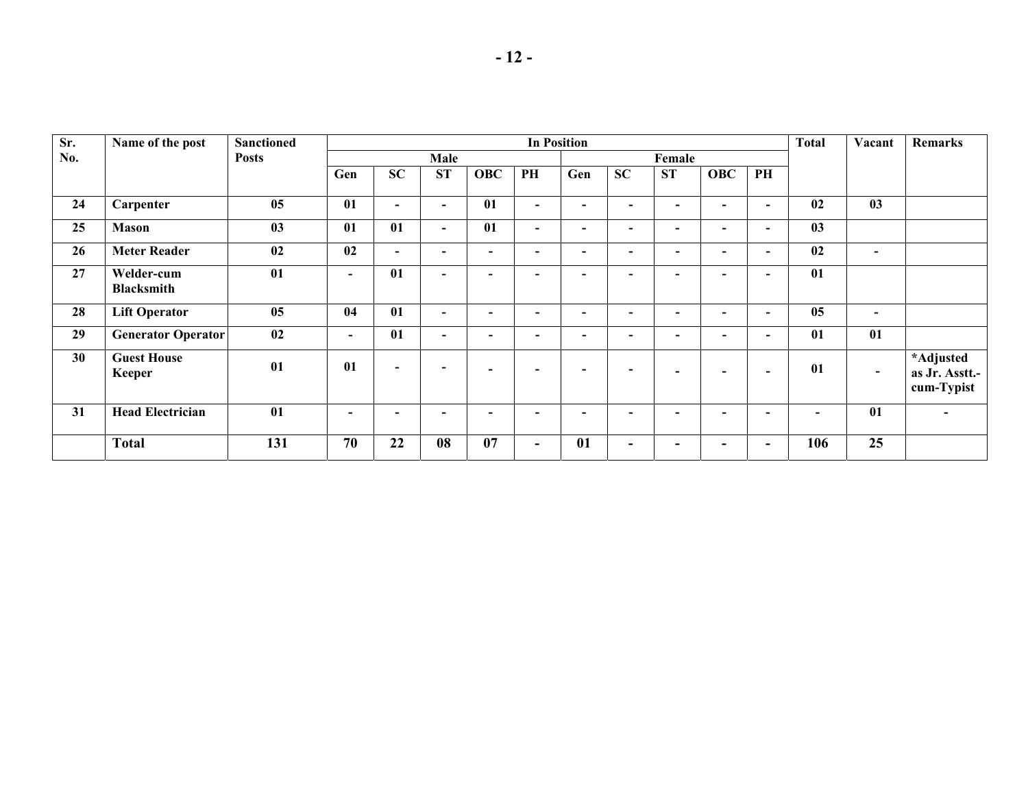| Sr. No. | Name of the post | Sanctioned Posts | In Position | | | | | | | | | | Total | Vacant | Remarks |
|---|---|---|---|---|---|---|---|---|---|---|---|---|---|---|---|
| | | | Male | | | | | Female | | | | | | | |
| | | | Gen | SC | ST | OBC | PH | Gen | SC | ST | OBC | PH | | | |
| 24 | Carpenter | 05 | 01 | - | - | 01 | - | - | - | - | - | - | 02 | 03 | |
| 25 | Mason | 03 | 01 | 01 | - | 01 | - | - | - | - | - | - | 03 | | |
| 26 | Meter Reader | 02 | 02 | - | - | - | - | - | - | - | - | - | 02 | - | |
| 27 | Welder-cum Blacksmith | 01 | - | 01 | - | - | - | - | - | - | - | - | 01 | | |
| 28 | Lift Operator | 05 | 04 | 01 | - | - | - | - | - | - | - | - | 05 | - | |
| 29 | Generator Operator | 02 | - | 01 | - | - | - | - | - | - | - | - | 01 | 01 | |
| 30 | Guest House Keeper | 01 | 01 | - | - | - | - | - | - | - | - | - | 01 | - | *Adjusted as Jr. Asstt.-cum-Typist |
| 31 | Head Electrician | 01 | - | - | - | - | - | - | - | - | - | - | - | 01 | - |
| | **Total** | **131** | **70** | **22** | **08** | **07** | - | **01** | - | - | - | - | **106** | **25** | |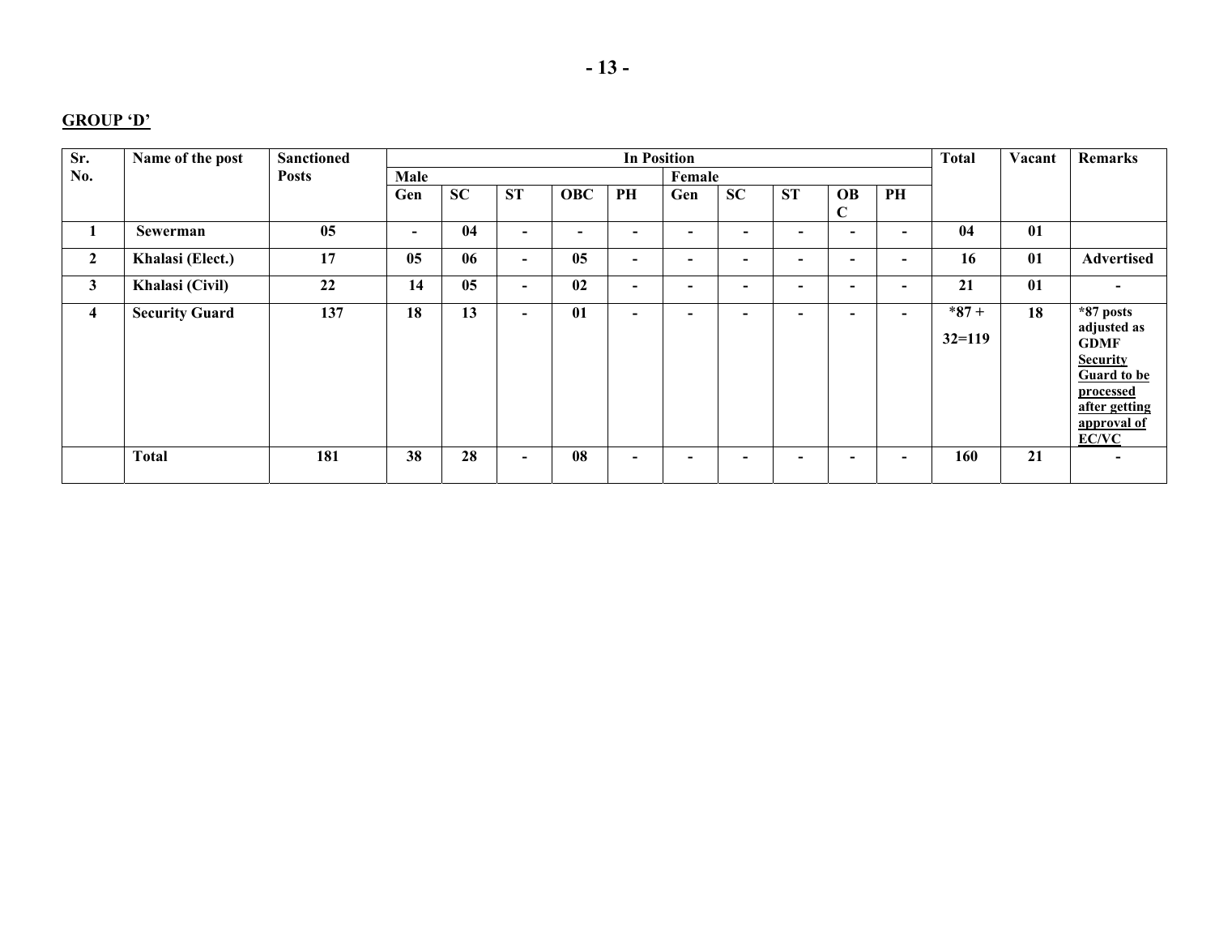**GROUP 'D'**

| Sr. No. | Name of the post | Sanctioned Posts | In Position | | | | | | | | | | Total | Vacant | Remarks |
|---|---|---|---|---|---|---|---|---|---|---|---|---|---|---|---|
| | | | Male | | | | | Female | | | | | | | |
| | | | Gen | SC | ST | OBC | PH | Gen | SC | ST | OBC | PH | | | |
| 1 | Sewerman | 05 | - | 04 | - | - | - | - | - | - | - | - | 04 | 01 | |
| 2 | Khalasi (Elect.) | 17 | 05 | 06 | - | 05 | - | - | - | - | - | - | 16 | 01 | Advertised |
| 3 | Khalasi (Civil) | 22 | 14 | 05 | - | 02 | - | - | - | - | - | - | 21 | 01 | - |
| 4 | Security Guard | 137 | 18 | 13 | - | 01 | - | - | - | - | - | - | *87 + 32=119 | 18 | *87 posts adjusted as GDMF Security Guard to be processed after getting approval of EC/VC |
| | Total | 181 | 38 | 28 | - | 08 | - | - | - | - | - | - | 160 | 21 | - |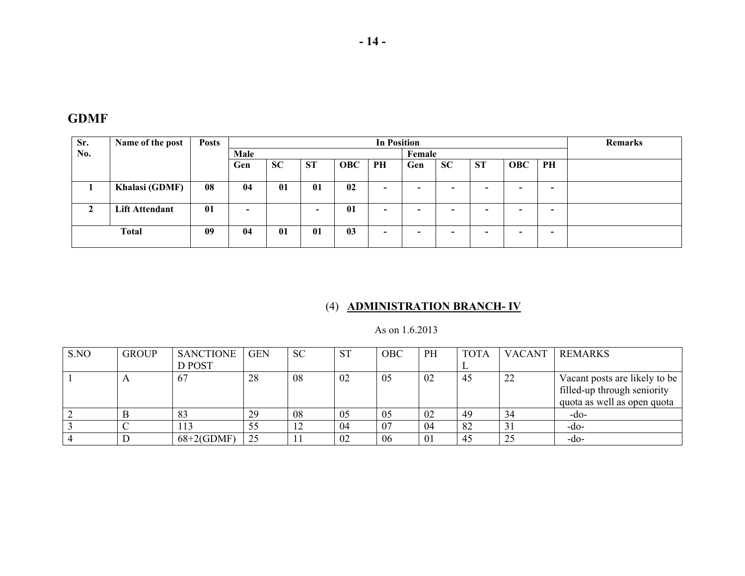## GDMF

| Sr. No. | Name of the post | Posts | In Position | | | | | | | | | | Remarks |
|---|---|---|---|---|---|---|---|---|---|---|---|---|---|
| | | | Male | | | | | Female | | | | | |
| | | | Gen | SC | ST | OBC | PH | Gen | SC | ST | OBC | PH | |
| **1** | **Khalasi (GDMF)** | **08** | **04** | **01** | **01** | **02** | **-** | **-** | **-** | **-** | **-** | **-** | |
| **2** | **Lift Attendant** | **01** | **-** | | **-** | **01** | **-** | **-** | **-** | **-** | **-** | **-** | |
| **Total** | | **09** | **04** | **01** | **01** | **03** | **-** | **-** | **-** | **-** | **-** | **-** | |

## (4) ADMINISTRATION BRANCH- IV

As on 1.6.2013

| S.NO | GROUP | SANCTIONED POST | GEN | SC | ST | OBC | PH | TOTAL | VACANT | REMARKS |
|---|---|---|---|---|---|---|---|---|---|---|
| 1 | A | 67 | 28 | 08 | 02 | 05 | 02 | 45 | 22 | Vacant posts are likely to be filled-up through seniority quota as well as open quota |
| 2 | B | 83 | 29 | 08 | 05 | 05 | 02 | 49 | 34 | -do- |
| 3 | C | 113 | 55 | 12 | 04 | 07 | 04 | 82 | 31 | -do- |
| 4 | D | 68+2(GDMF) | 25 | 11 | 02 | 06 | 01 | 45 | 25 | -do- |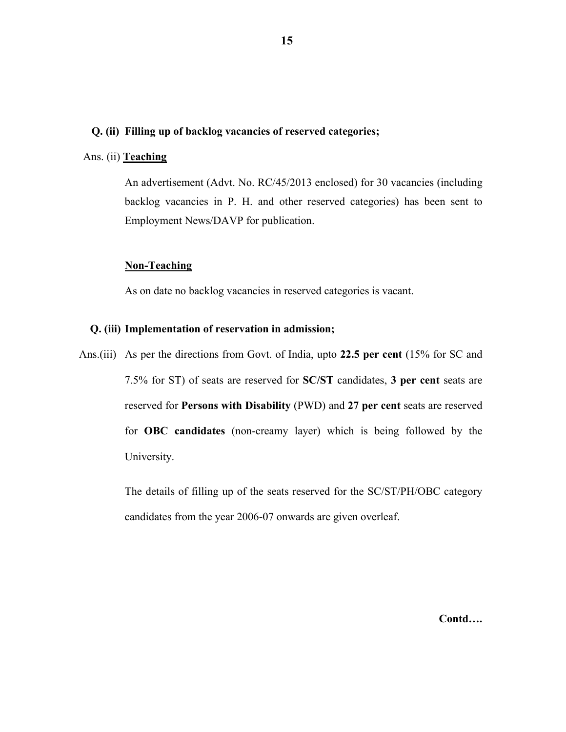**Q. (ii) Filling up of backlog vacancies of reserved categories;**

Ans. (ii) **Teaching**

An advertisement (Advt. No. RC/45/2013 enclosed) for 30 vacancies (including backlog vacancies in P. H. and other reserved categories) has been sent to Employment News/DAVP for publication.

**Non-Teaching**

As on date no backlog vacancies in reserved categories is vacant.

**Q. (iii) Implementation of reservation in admission;**

Ans.(iii) As per the directions from Govt. of India, upto **22.5 per cent** (15% for SC and 7.5% for ST) of seats are reserved for **SC/ST** candidates, **3 per cent** seats are reserved for **Persons with Disability** (PWD) and **27 per cent** seats are reserved for **OBC candidates** (non-creamy layer) which is being followed by the University.

The details of filling up of the seats reserved for the SC/ST/PH/OBC category candidates from the year 2006-07 onwards are given overleaf.

**Contd….**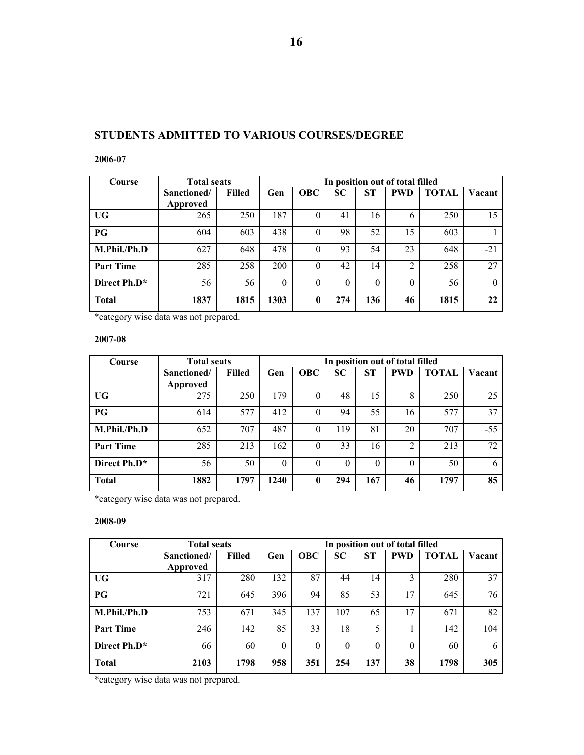## STUDENTS ADMITTED TO VARIOUS COURSES/DEGREE

**2006-07**

| Course | Total seats | | In position out of total filled | | | | | | |
|---|---|---|---|---|---|---|---|---|---|
| | Sanctioned/ Approved | Filled | Gen | OBC | SC | ST | PWD | TOTAL | Vacant |
| **UG** | 265 | 250 | 187 | 0 | 41 | 16 | 6 | 250 | 15 |
| **PG** | 604 | 603 | 438 | 0 | 98 | 52 | 15 | 603 | 1 |
| **M.Phil./Ph.D** | 627 | 648 | 478 | 0 | 93 | 54 | 23 | 648 | -21 |
| **Part Time** | 285 | 258 | 200 | 0 | 42 | 14 | 2 | 258 | 27 |
| **Direct Ph.D*** | 56 | 56 | 0 | 0 | 0 | 0 | 0 | 56 | 0 |
| **Total** | **1837** | **1815** | **1303** | **0** | **274** | **136** | **46** | **1815** | **22** |

*category wise data was not prepared.

**2007-08**

| Course | Total seats | | In position out of total filled | | | | | | |
|---|---|---|---|---|---|---|---|---|---|
| | Sanctioned/ Approved | Filled | Gen | OBC | SC | ST | PWD | TOTAL | Vacant |
| **UG** | 275 | 250 | 179 | 0 | 48 | 15 | 8 | 250 | 25 |
| **PG** | 614 | 577 | 412 | 0 | 94 | 55 | 16 | 577 | 37 |
| **M.Phil./Ph.D** | 652 | 707 | 487 | 0 | 119 | 81 | 20 | 707 | -55 |
| **Part Time** | 285 | 213 | 162 | 0 | 33 | 16 | 2 | 213 | 72 |
| **Direct Ph.D*** | 56 | 50 | 0 | 0 | 0 | 0 | 0 | 50 | 6 |
| **Total** | **1882** | **1797** | **1240** | **0** | **294** | **167** | **46** | **1797** | **85** |

*category wise data was not prepared.

**2008-09**

| Course | Total seats | | In position out of total filled | | | | | | |
|---|---|---|---|---|---|---|---|---|---|
| | Sanctioned/ Approved | Filled | Gen | OBC | SC | ST | PWD | TOTAL | Vacant |
| **UG** | 317 | 280 | 132 | 87 | 44 | 14 | 3 | 280 | 37 |
| **PG** | 721 | 645 | 396 | 94 | 85 | 53 | 17 | 645 | 76 |
| **M.Phil./Ph.D** | 753 | 671 | 345 | 137 | 107 | 65 | 17 | 671 | 82 |
| **Part Time** | 246 | 142 | 85 | 33 | 18 | 5 | 1 | 142 | 104 |
| **Direct Ph.D*** | 66 | 60 | 0 | 0 | 0 | 0 | 0 | 60 | 6 |
| **Total** | **2103** | **1798** | **958** | **351** | **254** | **137** | **38** | **1798** | **305** |

*category wise data was not prepared.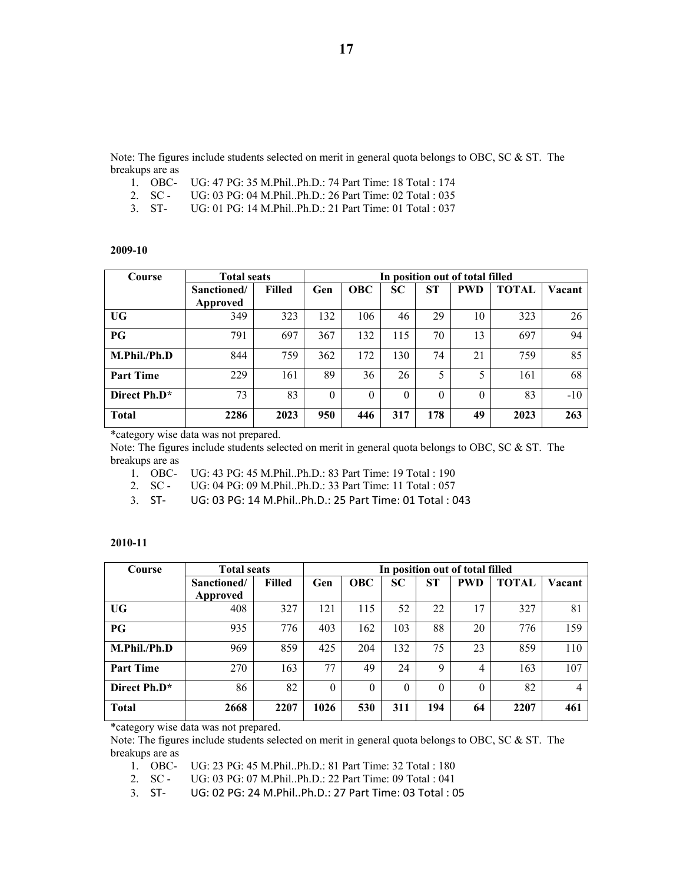Note: The figures include students selected on merit in general quota belongs to OBC, SC & ST. The breakups are as

1. OBC- UG: 47 PG: 35 M.Phil..Ph.D.: 74 Part Time: 18 Total : 174
2. SC - UG: 03 PG: 04 M.Phil..Ph.D.: 26 Part Time: 02 Total : 035
3. ST- UG: 01 PG: 14 M.Phil..Ph.D.: 21 Part Time: 01 Total : 037

**2009-10**

| Course | Total seats | | In position out of total filled | | | | | | |
|---|---|---|---|---|---|---|---|---|---|
| | Sanctioned/ Approved | Filled | Gen | OBC | SC | ST | PWD | TOTAL | Vacant |
| **UG** | 349 | 323 | 132 | 106 | 46 | 29 | 10 | 323 | 26 |
| **PG** | 791 | 697 | 367 | 132 | 115 | 70 | 13 | 697 | 94 |
| **M.Phil./Ph.D** | 844 | 759 | 362 | 172 | 130 | 74 | 21 | 759 | 85 |
| **Part Time** | 229 | 161 | 89 | 36 | 26 | 5 | 5 | 161 | 68 |
| **Direct Ph.D*** | 73 | 83 | 0 | 0 | 0 | 0 | 0 | 83 | -10 |
| **Total** | **2286** | **2023** | **950** | **446** | **317** | **178** | **49** | **2023** | **263** |

*category wise data was not prepared.

Note: The figures include students selected on merit in general quota belongs to OBC, SC & ST. The breakups are as

1. OBC- UG: 43 PG: 45 M.Phil..Ph.D.: 83 Part Time: 19 Total : 190
2. SC - UG: 04 PG: 09 M.Phil..Ph.D.: 33 Part Time: 11 Total : 057
3. ST- UG: 03 PG: 14 M.Phil..Ph.D.: 25 Part Time: 01 Total : 043

**2010-11**

| Course | Total seats | | In position out of total filled | | | | | | |
|---|---|---|---|---|---|---|---|---|---|
| | Sanctioned/ Approved | Filled | Gen | OBC | SC | ST | PWD | TOTAL | Vacant |
| **UG** | 408 | 327 | 121 | 115 | 52 | 22 | 17 | 327 | 81 |
| **PG** | 935 | 776 | 403 | 162 | 103 | 88 | 20 | 776 | 159 |
| **M.Phil./Ph.D** | 969 | 859 | 425 | 204 | 132 | 75 | 23 | 859 | 110 |
| **Part Time** | 270 | 163 | 77 | 49 | 24 | 9 | 4 | 163 | 107 |
| **Direct Ph.D*** | 86 | 82 | 0 | 0 | 0 | 0 | 0 | 82 | 4 |
| **Total** | **2668** | **2207** | **1026** | **530** | **311** | **194** | **64** | **2207** | **461** |

*category wise data was not prepared.

Note: The figures include students selected on merit in general quota belongs to OBC, SC & ST. The breakups are as

1. OBC- UG: 23 PG: 45 M.Phil..Ph.D.: 81 Part Time: 32 Total : 180
2. SC - UG: 03 PG: 07 M.Phil..Ph.D.: 22 Part Time: 09 Total : 041
3. ST- UG: 02 PG: 24 M.Phil..Ph.D.: 27 Part Time: 03 Total : 05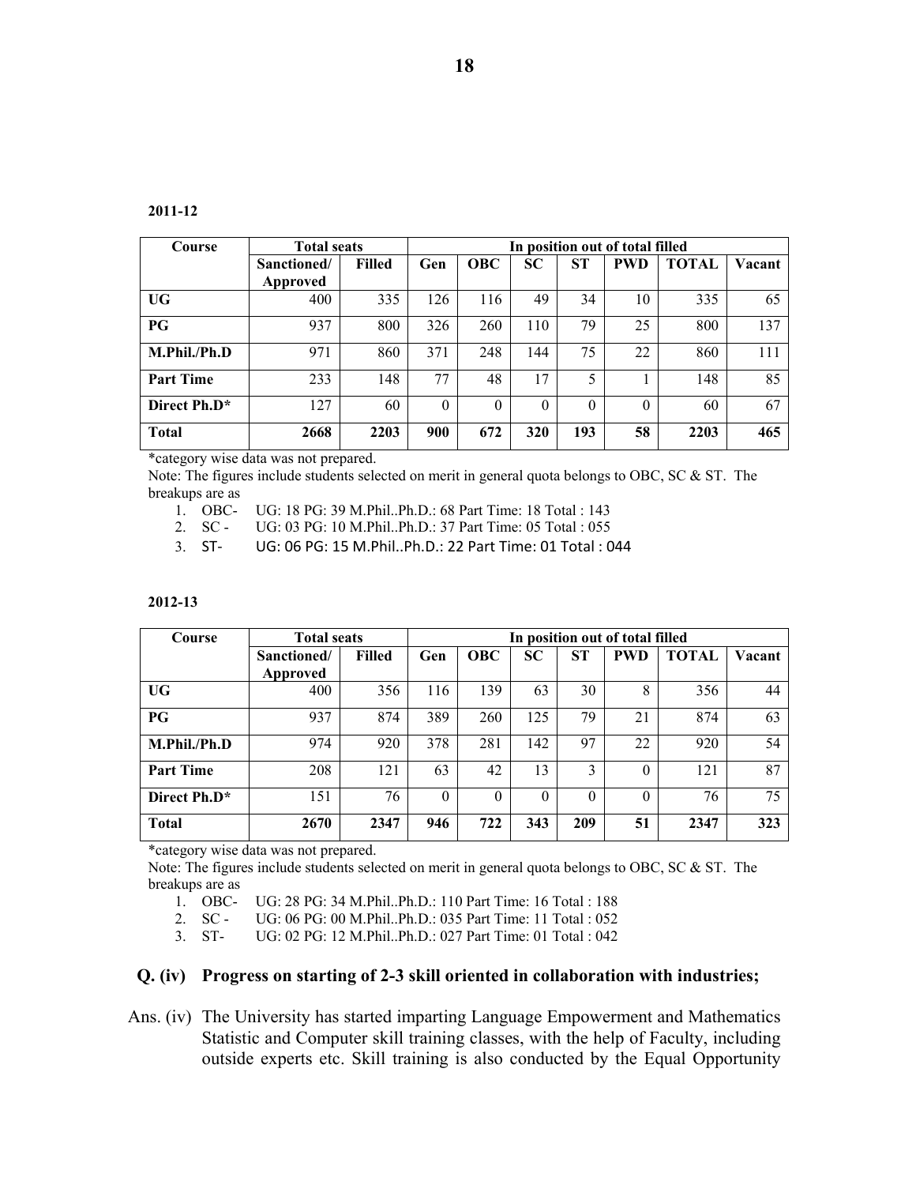**2011-12**

| Course | Total seats | | In position out of total filled | | | | | | |
|---|---|---|---|---|---|---|---|---|---|
| | Sanctioned/ Approved | Filled | Gen | OBC | SC | ST | PWD | TOTAL | Vacant |
| **UG** | 400 | 335 | 126 | 116 | 49 | 34 | 10 | 335 | 65 |
| **PG** | 937 | 800 | 326 | 260 | 110 | 79 | 25 | 800 | 137 |
| **M.Phil./Ph.D** | 971 | 860 | 371 | 248 | 144 | 75 | 22 | 860 | 111 |
| **Part Time** | 233 | 148 | 77 | 48 | 17 | 5 | 1 | 148 | 85 |
| **Direct Ph.D*** | 127 | 60 | 0 | 0 | 0 | 0 | 0 | 60 | 67 |
| **Total** | **2668** | **2203** | **900** | **672** | **320** | **193** | **58** | **2203** | **465** |

*category wise data was not prepared.

Note: The figures include students selected on merit in general quota belongs to OBC, SC & ST. The breakups are as

1. OBC- UG: 18 PG: 39 M.Phil..Ph.D.: 68 Part Time: 18 Total : 143
2. SC - UG: 03 PG: 10 M.Phil..Ph.D.: 37 Part Time: 05 Total : 055
3. ST- UG: 06 PG: 15 M.Phil..Ph.D.: 22 Part Time: 01 Total : 044

**2012-13**

| Course | Total seats | | In position out of total filled | | | | | | |
|---|---|---|---|---|---|---|---|---|---|
| | Sanctioned/ Approved | Filled | Gen | OBC | SC | ST | PWD | TOTAL | Vacant |
| **UG** | 400 | 356 | 116 | 139 | 63 | 30 | 8 | 356 | 44 |
| **PG** | 937 | 874 | 389 | 260 | 125 | 79 | 21 | 874 | 63 |
| **M.Phil./Ph.D** | 974 | 920 | 378 | 281 | 142 | 97 | 22 | 920 | 54 |
| **Part Time** | 208 | 121 | 63 | 42 | 13 | 3 | 0 | 121 | 87 |
| **Direct Ph.D*** | 151 | 76 | 0 | 0 | 0 | 0 | 0 | 76 | 75 |
| **Total** | **2670** | **2347** | **946** | **722** | **343** | **209** | **51** | **2347** | **323** |

*category wise data was not prepared.

Note: The figures include students selected on merit in general quota belongs to OBC, SC & ST. The breakups are as

1. OBC- UG: 28 PG: 34 M.Phil..Ph.D.: 110 Part Time: 16 Total : 188
2. SC - UG: 06 PG: 00 M.Phil..Ph.D.: 035 Part Time: 11 Total : 052
3. ST- UG: 02 PG: 12 M.Phil..Ph.D.: 027 Part Time: 01 Total : 042

**Q. (iv) Progress on starting of 2-3 skill oriented in collaboration with industries;**

Ans. (iv) The University has started imparting Language Empowerment and Mathematics Statistic and Computer skill training classes, with the help of Faculty, including outside experts etc. Skill training is also conducted by the Equal Opportunity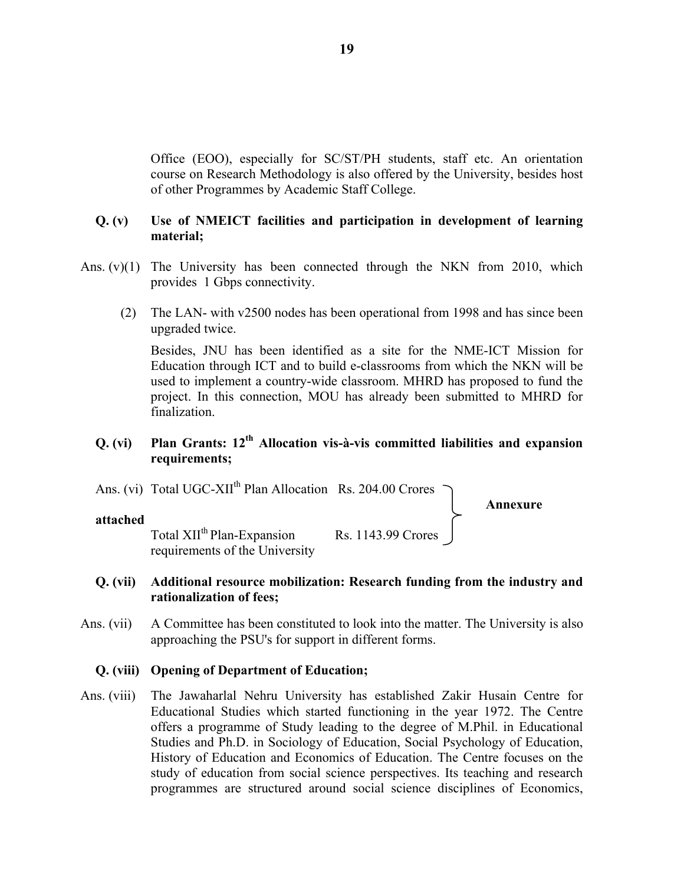Office (EOO), especially for SC/ST/PH students, staff etc. An orientation course on Research Methodology is also offered by the University, besides host of other Programmes by Academic Staff College.

**Q. (v) Use of NMEICT facilities and participation in development of learning material;**

Ans. (v)(1) The University has been connected through the NKN from 2010, which provides 1 Gbps connectivity.

(2) The LAN- with v2500 nodes has been operational from 1998 and has since been upgraded twice.

Besides, JNU has been identified as a site for the NME-ICT Mission for Education through ICT and to build e-classrooms from which the NKN will be used to implement a country-wide classroom. MHRD has proposed to fund the project. In this connection, MOU has already been submitted to MHRD for finalization.

**Q. (vi) Plan Grants: 12th Allocation vis-à-vis committed liabilities and expansion requirements;**

Ans. (vi) Total UGC-XIIth Plan Allocation Rs. 204.00 Crores

Total XIIth Plan-Expansion requirements of the University Rs. 1143.99 Crores

**Annexure attached**

**Q. (vii) Additional resource mobilization: Research funding from the industry and rationalization of fees;**

Ans. (vii) A Committee has been constituted to look into the matter. The University is also approaching the PSU's for support in different forms.

**Q. (viii) Opening of Department of Education;**

Ans. (viii) The Jawaharlal Nehru University has established Zakir Husain Centre for Educational Studies which started functioning in the year 1972. The Centre offers a programme of Study leading to the degree of M.Phil. in Educational Studies and Ph.D. in Sociology of Education, Social Psychology of Education, History of Education and Economics of Education. The Centre focuses on the study of education from social science perspectives. Its teaching and research programmes are structured around social science disciplines of Economics,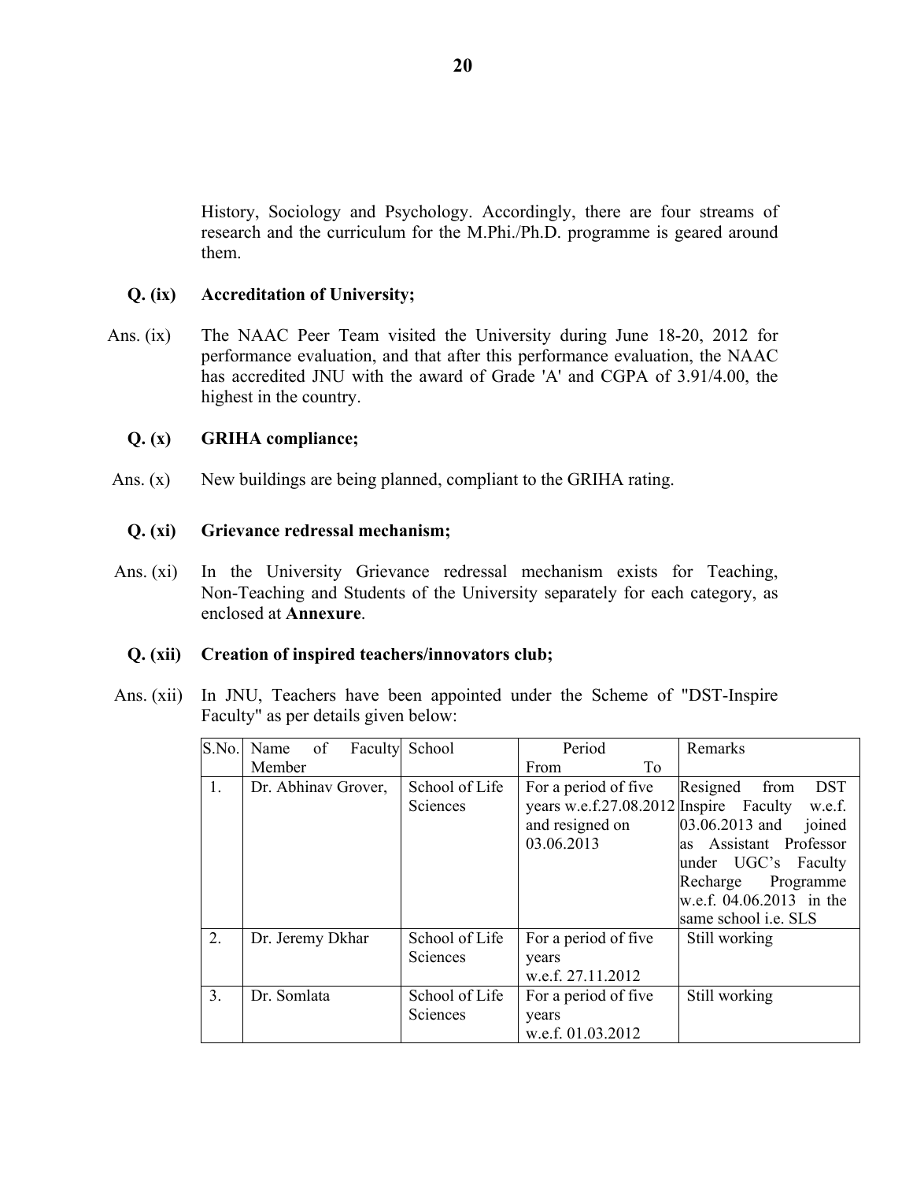History, Sociology and Psychology. Accordingly, there are four streams of research and the curriculum for the M.Phi./Ph.D. programme is geared around them.

**Q. (ix) Accreditation of University;**

Ans. (ix) The NAAC Peer Team visited the University during June 18-20, 2012 for performance evaluation, and that after this performance evaluation, the NAAC has accredited JNU with the award of Grade 'A' and CGPA of 3.91/4.00, the highest in the country.

**Q. (x) GRIHA compliance;**

Ans. (x) New buildings are being planned, compliant to the GRIHA rating.

**Q. (xi) Grievance redressal mechanism;**

Ans. (xi) In the University Grievance redressal mechanism exists for Teaching, Non-Teaching and Students of the University separately for each category, as enclosed at **Annexure**.

**Q. (xii) Creation of inspired teachers/innovators club;**

Ans. (xii) In JNU, Teachers have been appointed under the Scheme of "DST-Inspire Faculty" as per details given below:

| S.No. | Name of Faculty Member | School | Period From To | Remarks |
|---|---|---|---|---|
| 1. | Dr. Abhinav Grover, | School of Life Sciences | For a period of five years w.e.f.27.08.2012 and resigned on 03.06.2013 | Resigned from DST Inspire Faculty w.e.f. 03.06.2013 and joined as Assistant Professor under UGC's Faculty Recharge Programme w.e.f. 04.06.2013 in the same school i.e. SLS |
| 2. | Dr. Jeremy Dkhar | School of Life Sciences | For a period of five years w.e.f. 27.11.2012 | Still working |
| 3. | Dr. Somlata | School of Life Sciences | For a period of five years w.e.f. 01.03.2012 | Still working |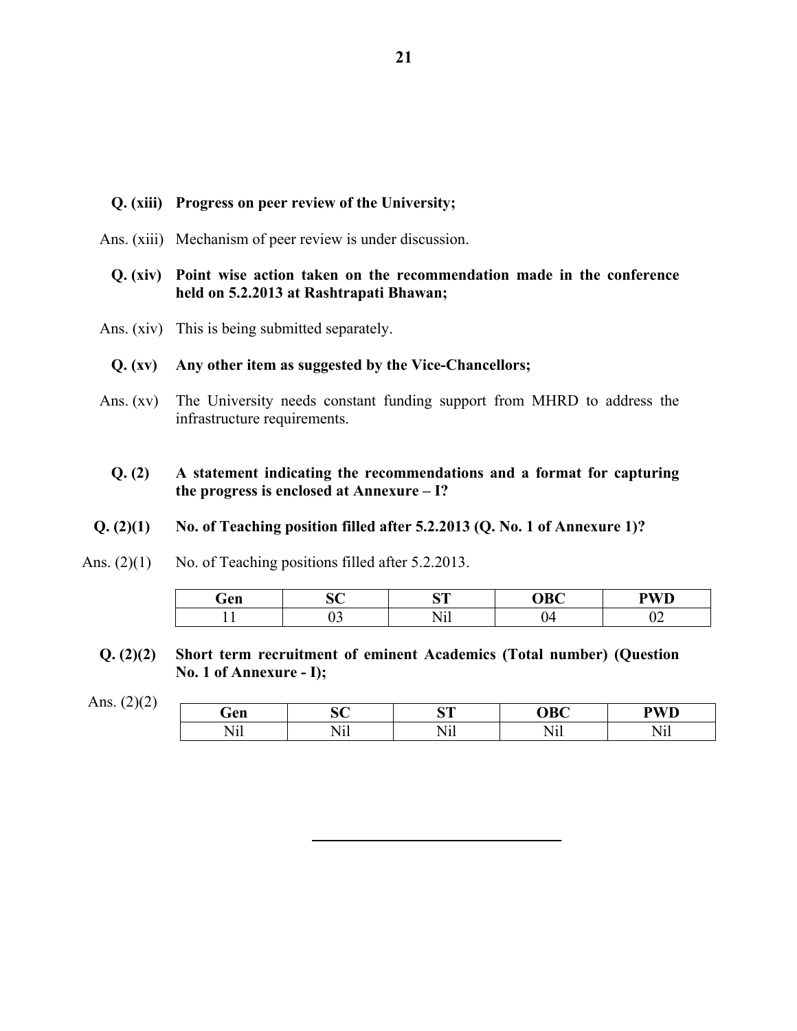**Q. (xiii) Progress on peer review of the University;**

Ans. (xiii) Mechanism of peer review is under discussion.

**Q. (xiv) Point wise action taken on the recommendation made in the conference held on 5.2.2013 at Rashtrapati Bhawan;**

Ans. (xiv) This is being submitted separately.

**Q. (xv) Any other item as suggested by the Vice-Chancellors;**

Ans. (xv) The University needs constant funding support from MHRD to address the infrastructure requirements.

**Q. (2) A statement indicating the recommendations and a format for capturing the progress is enclosed at Annexure – I?**

**Q. (2)(1) No. of Teaching position filled after 5.2.2013 (Q. No. 1 of Annexure 1)?**

Ans. (2)(1) No. of Teaching positions filled after 5.2.2013.

| Gen | SC | ST | OBC | PWD |
|---|---|---|---|---|
| 11 | 03 | Nil | 04 | 02 |

**Q. (2)(2) Short term recruitment of eminent Academics (Total number) (Question No. 1 of Annexure - I);**

Ans. (2)(2)

| Gen | SC | ST | OBC | PWD |
|---|---|---|---|---|
| Nil | Nil | Nil | Nil | Nil |